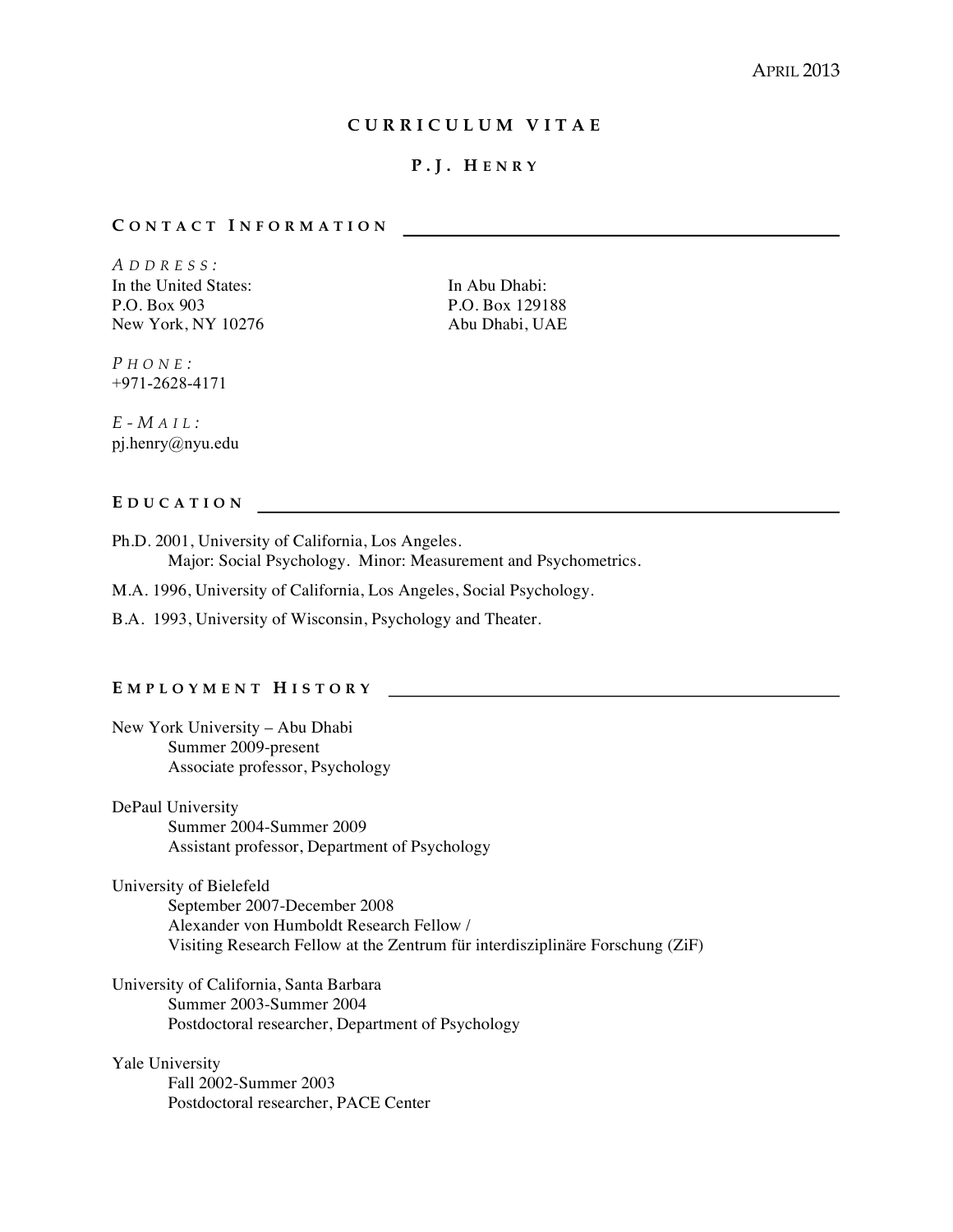April 2013

# Curriculum Vitae

# P.J. Henry

## Contact Information

*Address:*

In the United States:
P.O. Box 903
New York, NY 10276

In Abu Dhabi:
P.O. Box 129188
Abu Dhabi, UAE

*Phone:*
+971-2628-4171

*E-Mail:*
pj.henry@nyu.edu

## Education

Ph.D. 2001, University of California, Los Angeles.
Major: Social Psychology. Minor: Measurement and Psychometrics.

M.A. 1996, University of California, Los Angeles, Social Psychology.

B.A. 1993, University of Wisconsin, Psychology and Theater.

## Employment History

New York University – Abu Dhabi
Summer 2009-present
Associate professor, Psychology

DePaul University
Summer 2004-Summer 2009
Assistant professor, Department of Psychology

University of Bielefeld
September 2007-December 2008
Alexander von Humboldt Research Fellow /
Visiting Research Fellow at the Zentrum für interdisziplinäre Forschung (ZiF)

University of California, Santa Barbara
Summer 2003-Summer 2004
Postdoctoral researcher, Department of Psychology

Yale University
Fall 2002-Summer 2003
Postdoctoral researcher, PACE Center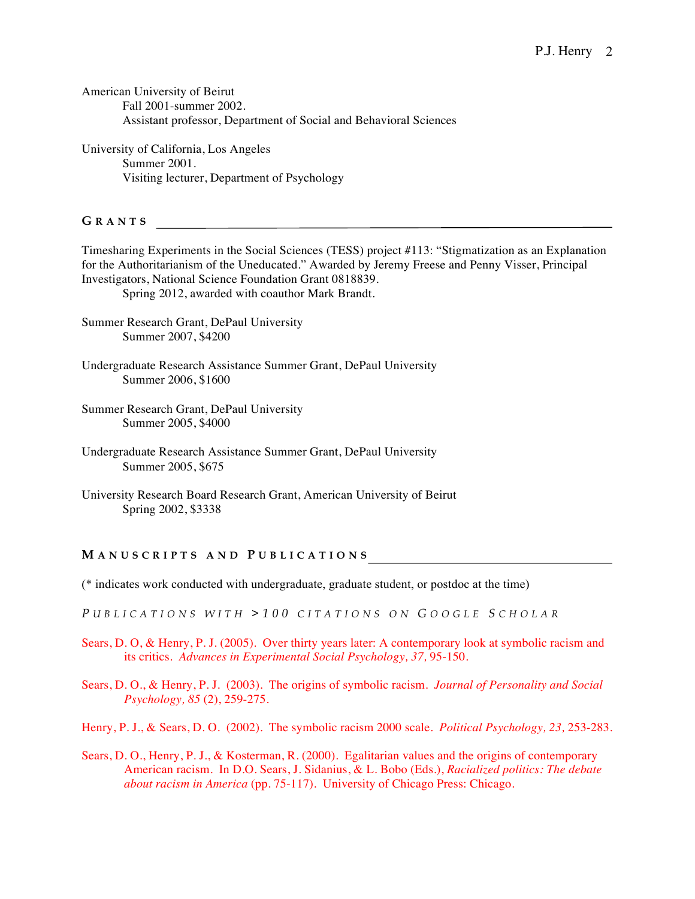American University of Beirut
Fall 2001-summer 2002.
Assistant professor, Department of Social and Behavioral Sciences

University of California, Los Angeles
Summer 2001.
Visiting lecturer, Department of Psychology

## GRANTS

Timesharing Experiments in the Social Sciences (TESS) project #113: "Stigmatization as an Explanation for the Authoritarianism of the Uneducated." Awarded by Jeremy Freese and Penny Visser, Principal Investigators, National Science Foundation Grant 0818839.
Spring 2012, awarded with coauthor Mark Brandt.

Summer Research Grant, DePaul University
Summer 2007, $4200

Undergraduate Research Assistance Summer Grant, DePaul University
Summer 2006, $1600

Summer Research Grant, DePaul University
Summer 2005, $4000

Undergraduate Research Assistance Summer Grant, DePaul University
Summer 2005, $675

University Research Board Research Grant, American University of Beirut
Spring 2002, $3338

## MANUSCRIPTS AND PUBLICATIONS

(* indicates work conducted with undergraduate, graduate student, or postdoc at the time)

### *PUBLICATIONS WITH >100 CITATIONS ON GOOGLE SCHOLAR*

Sears, D. O, & Henry, P. J. (2005). Over thirty years later: A contemporary look at symbolic racism and its critics. *Advances in Experimental Social Psychology, 37,* 95-150.

Sears, D. O., & Henry, P. J. (2003). The origins of symbolic racism. *Journal of Personality and Social Psychology, 85* (2), 259-275.

Henry, P. J., & Sears, D. O. (2002). The symbolic racism 2000 scale. *Political Psychology, 23,* 253-283.

Sears, D. O., Henry, P. J., & Kosterman, R. (2000). Egalitarian values and the origins of contemporary American racism. In D.O. Sears, J. Sidanius, & L. Bobo (Eds.), *Racialized politics: The debate about racism in America* (pp. 75-117). University of Chicago Press: Chicago.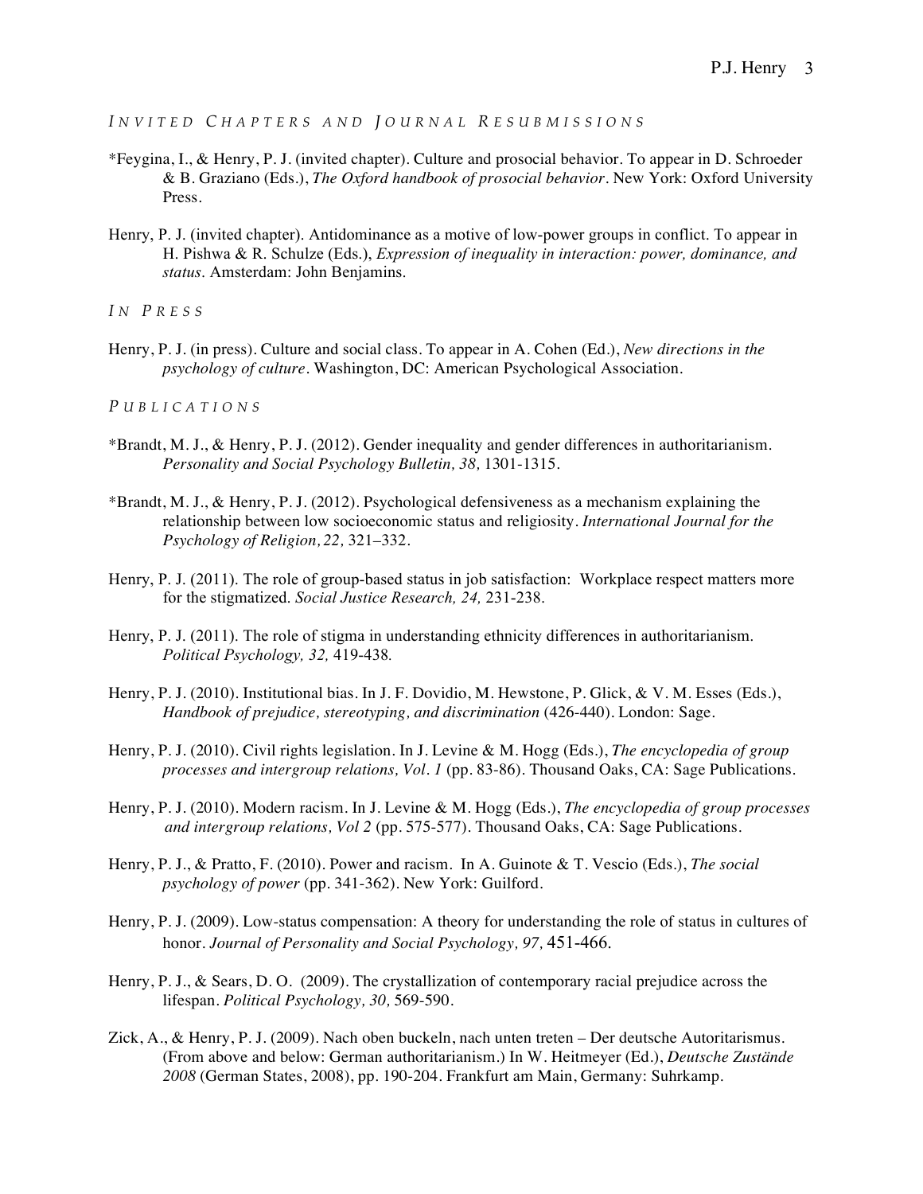### *Invited Chapters and Journal Resubmissions*

*Feygina, I., & Henry, P. J. (invited chapter). Culture and prosocial behavior. To appear in D. Schroeder & B. Graziano (Eds.), *The Oxford handbook of prosocial behavior*. New York: Oxford University Press.

Henry, P. J. (invited chapter). Antidominance as a motive of low-power groups in conflict. To appear in H. Pishwa & R. Schulze (Eds.), *Expression of inequality in interaction: power, dominance, and status.* Amsterdam: John Benjamins.

### *In Press*

Henry, P. J. (in press). Culture and social class. To appear in A. Cohen (Ed.), *New directions in the psychology of culture*. Washington, DC: American Psychological Association.

### *Publications*

*Brandt, M. J., & Henry, P. J. (2012). Gender inequality and gender differences in authoritarianism. *Personality and Social Psychology Bulletin, 38,* 1301-1315.

*Brandt, M. J., & Henry, P. J. (2012). Psychological defensiveness as a mechanism explaining the relationship between low socioeconomic status and religiosity. *International Journal for the Psychology of Religion, 22,* 321–332.

Henry, P. J. (2011). The role of group-based status in job satisfaction: Workplace respect matters more for the stigmatized. *Social Justice Research, 24,* 231-238.

Henry, P. J. (2011). The role of stigma in understanding ethnicity differences in authoritarianism. *Political Psychology, 32,* 419-438*.*

Henry, P. J. (2010). Institutional bias. In J. F. Dovidio, M. Hewstone, P. Glick, & V. M. Esses (Eds.), *Handbook of prejudice, stereotyping, and discrimination* (426-440). London: Sage.

Henry, P. J. (2010). Civil rights legislation. In J. Levine & M. Hogg (Eds.), *The encyclopedia of group processes and intergroup relations, Vol. 1* (pp. 83-86). Thousand Oaks, CA: Sage Publications.

Henry, P. J. (2010). Modern racism. In J. Levine & M. Hogg (Eds.), *The encyclopedia of group processes and intergroup relations, Vol 2* (pp. 575-577). Thousand Oaks, CA: Sage Publications.

Henry, P. J., & Pratto, F. (2010). Power and racism. In A. Guinote & T. Vescio (Eds.), *The social psychology of power* (pp. 341-362). New York: Guilford.

Henry, P. J. (2009). Low-status compensation: A theory for understanding the role of status in cultures of honor. *Journal of Personality and Social Psychology, 97,* 451-466.

Henry, P. J., & Sears, D. O. (2009). The crystallization of contemporary racial prejudice across the lifespan. *Political Psychology, 30,* 569-590.

Zick, A., & Henry, P. J. (2009). Nach oben buckeln, nach unten treten – Der deutsche Autoritarismus. (From above and below: German authoritarianism.) In W. Heitmeyer (Ed.), *Deutsche Zustände 2008* (German States, 2008), pp. 190-204. Frankfurt am Main, Germany: Suhrkamp.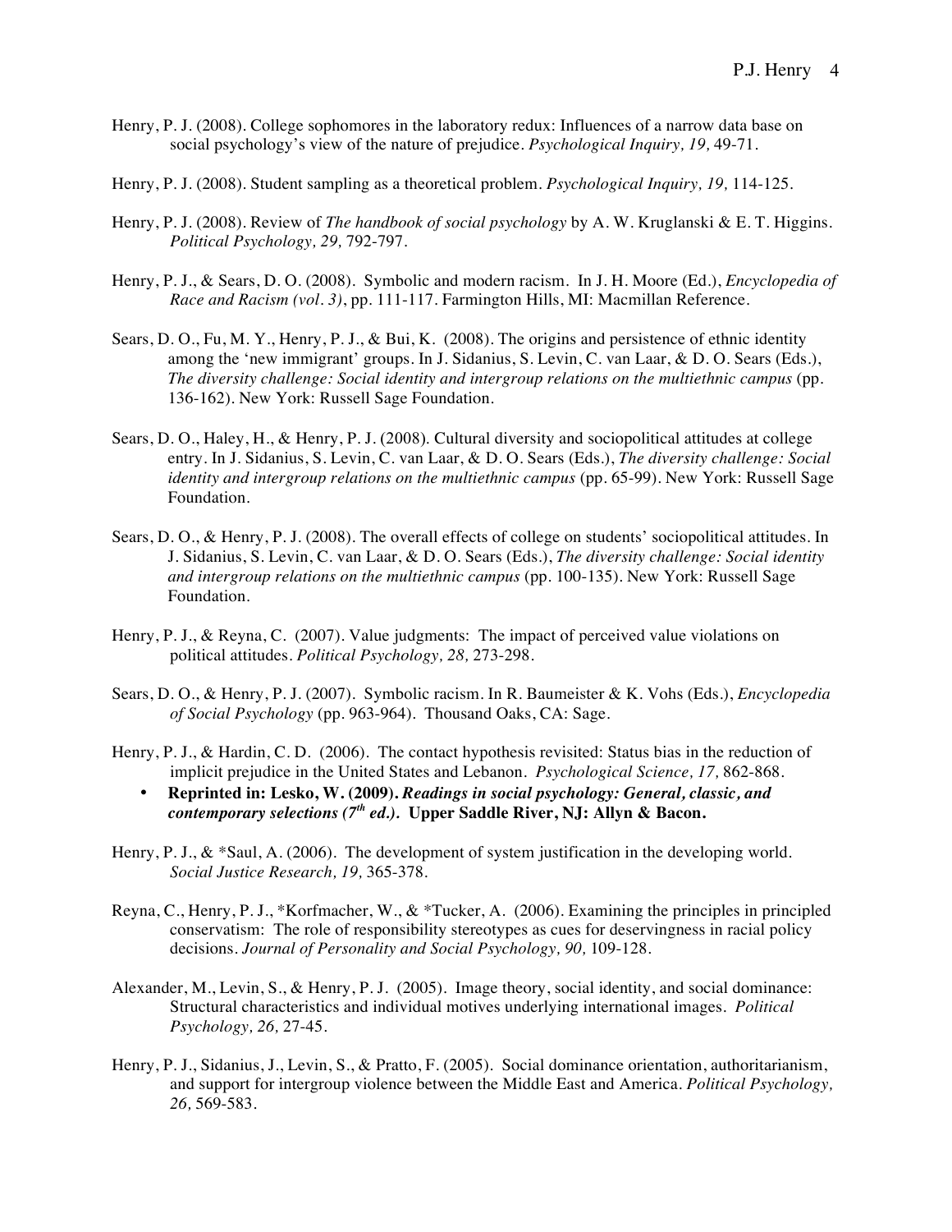Henry, P. J. (2008). College sophomores in the laboratory redux: Influences of a narrow data base on social psychology's view of the nature of prejudice. *Psychological Inquiry, 19,* 49-71.

Henry, P. J. (2008). Student sampling as a theoretical problem. *Psychological Inquiry, 19,* 114-125.

Henry, P. J. (2008). Review of *The handbook of social psychology* by A. W. Kruglanski & E. T. Higgins. *Political Psychology, 29,* 792-797.

Henry, P. J., & Sears, D. O. (2008). Symbolic and modern racism. In J. H. Moore (Ed.), *Encyclopedia of Race and Racism (vol. 3)*, pp. 111-117. Farmington Hills, MI: Macmillan Reference.

Sears, D. O., Fu, M. Y., Henry, P. J., & Bui, K. (2008). The origins and persistence of ethnic identity among the 'new immigrant' groups. In J. Sidanius, S. Levin, C. van Laar, & D. O. Sears (Eds.), *The diversity challenge: Social identity and intergroup relations on the multiethnic campus* (pp. 136-162). New York: Russell Sage Foundation.

Sears, D. O., Haley, H., & Henry, P. J. (2008). Cultural diversity and sociopolitical attitudes at college entry. In J. Sidanius, S. Levin, C. van Laar, & D. O. Sears (Eds.), *The diversity challenge: Social identity and intergroup relations on the multiethnic campus* (pp. 65-99). New York: Russell Sage Foundation.

Sears, D. O., & Henry, P. J. (2008). The overall effects of college on students' sociopolitical attitudes. In J. Sidanius, S. Levin, C. van Laar, & D. O. Sears (Eds.), *The diversity challenge: Social identity and intergroup relations on the multiethnic campus* (pp. 100-135). New York: Russell Sage Foundation.

Henry, P. J., & Reyna, C. (2007). Value judgments: The impact of perceived value violations on political attitudes. *Political Psychology, 28,* 273-298.

Sears, D. O., & Henry, P. J. (2007). Symbolic racism. In R. Baumeister & K. Vohs (Eds.), *Encyclopedia of Social Psychology* (pp. 963-964). Thousand Oaks, CA: Sage.

Henry, P. J., & Hardin, C. D. (2006). The contact hypothesis revisited: Status bias in the reduction of implicit prejudice in the United States and Lebanon. *Psychological Science, 17,* 862-868.

- **Reprinted in: Lesko, W. (2009). *Readings in social psychology: General, classic, and contemporary selections (7th ed.).* Upper Saddle River, NJ: Allyn & Bacon.**

Henry, P. J., & *Saul, A. (2006). The development of system justification in the developing world. *Social Justice Research, 19,* 365-378.

Reyna, C., Henry, P. J., *Korfmacher, W., & *Tucker, A. (2006). Examining the principles in principled conservatism: The role of responsibility stereotypes as cues for deservingness in racial policy decisions. *Journal of Personality and Social Psychology, 90,* 109-128.

Alexander, M., Levin, S., & Henry, P. J. (2005). Image theory, social identity, and social dominance: Structural characteristics and individual motives underlying international images. *Political Psychology, 26,* 27-45.

Henry, P. J., Sidanius, J., Levin, S., & Pratto, F. (2005). Social dominance orientation, authoritarianism, and support for intergroup violence between the Middle East and America. *Political Psychology, 26,* 569-583.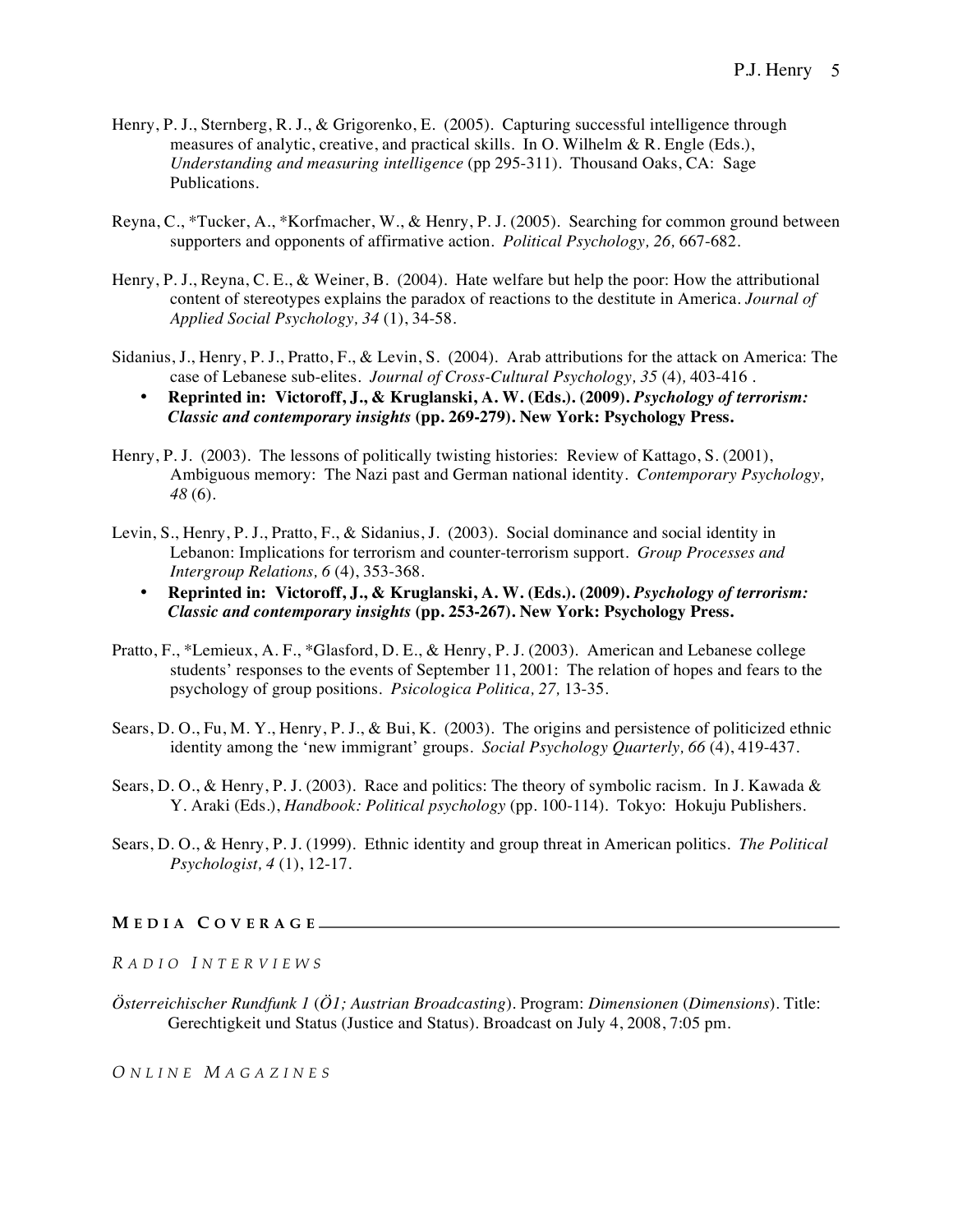Henry, P. J., Sternberg, R. J., & Grigorenko, E. (2005). Capturing successful intelligence through measures of analytic, creative, and practical skills. In O. Wilhelm & R. Engle (Eds.), *Understanding and measuring intelligence* (pp 295-311). Thousand Oaks, CA: Sage Publications.

Reyna, C., *Tucker, A., *Korfmacher, W., & Henry, P. J. (2005). Searching for common ground between supporters and opponents of affirmative action. *Political Psychology, 26,* 667-682.

Henry, P. J., Reyna, C. E., & Weiner, B. (2004). Hate welfare but help the poor: How the attributional content of stereotypes explains the paradox of reactions to the destitute in America. *Journal of Applied Social Psychology, 34* (1), 34-58.

Sidanius, J., Henry, P. J., Pratto, F., & Levin, S. (2004). Arab attributions for the attack on America: The case of Lebanese sub-elites. *Journal of Cross-Cultural Psychology, 35* (4)*,* 403-416 .

- **Reprinted in: Victoroff, J., & Kruglanski, A. W. (Eds.). (2009).** ***Psychology of terrorism: Classic and contemporary insights*** **(pp. 269-279). New York: Psychology Press.**

Henry, P. J. (2003). The lessons of politically twisting histories: Review of Kattago, S. (2001), Ambiguous memory: The Nazi past and German national identity. *Contemporary Psychology, 48* (6).

Levin, S., Henry, P. J., Pratto, F., & Sidanius, J. (2003). Social dominance and social identity in Lebanon: Implications for terrorism and counter-terrorism support. *Group Processes and Intergroup Relations, 6* (4), 353-368.

- **Reprinted in: Victoroff, J., & Kruglanski, A. W. (Eds.). (2009).** ***Psychology of terrorism: Classic and contemporary insights*** **(pp. 253-267). New York: Psychology Press.**

Pratto, F., *Lemieux, A. F., *Glasford, D. E., & Henry, P. J. (2003). American and Lebanese college students' responses to the events of September 11, 2001: The relation of hopes and fears to the psychology of group positions. *Psicologica Politica, 27,* 13-35.

Sears, D. O., Fu, M. Y., Henry, P. J., & Bui, K. (2003). The origins and persistence of politicized ethnic identity among the 'new immigrant' groups. *Social Psychology Quarterly, 66* (4), 419-437.

Sears, D. O., & Henry, P. J. (2003). Race and politics: The theory of symbolic racism. In J. Kawada & Y. Araki (Eds.), *Handbook: Political psychology* (pp. 100-114). Tokyo: Hokuju Publishers.

Sears, D. O., & Henry, P. J. (1999). Ethnic identity and group threat in American politics. *The Political Psychologist, 4* (1), 12-17.

## MEDIA COVERAGE

### *RADIO INTERVIEWS*

*Österreichischer Rundfunk 1* (*Ö1; Austrian Broadcasting*). Program: *Dimensionen* (*Dimensions*). Title: Gerechtigkeit und Status (Justice and Status). Broadcast on July 4, 2008, 7:05 pm.

### *ONLINE MAGAZINES*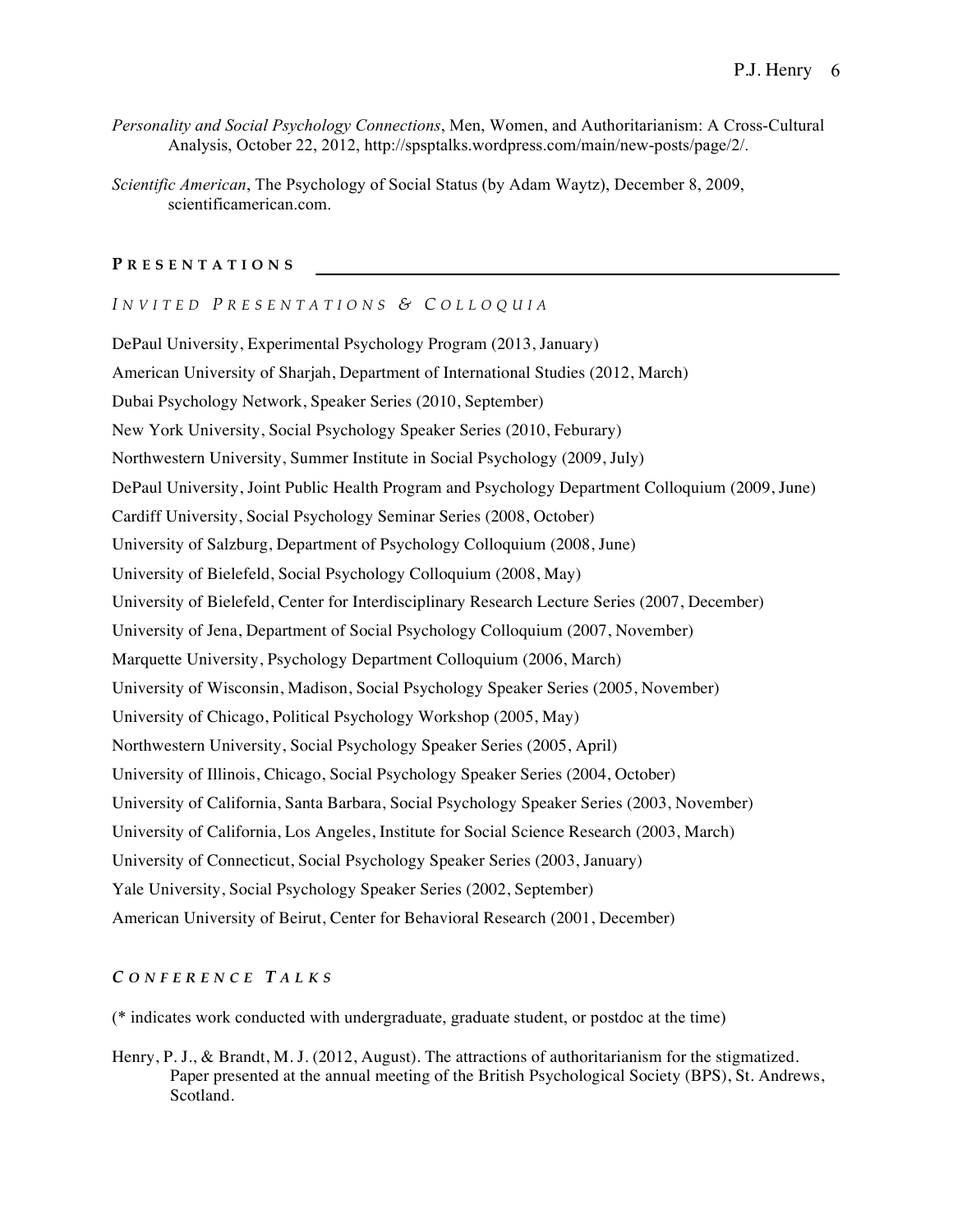*Personality and Social Psychology Connections*, Men, Women, and Authoritarianism: A Cross-Cultural Analysis, October 22, 2012, http://spsptalks.wordpress.com/main/new-posts/page/2/.

*Scientific American*, The Psychology of Social Status (by Adam Waytz), December 8, 2009, scientificamerican.com.

## PRESENTATIONS

### *INVITED PRESENTATIONS & COLLOQUIA*

DePaul University, Experimental Psychology Program (2013, January)

American University of Sharjah, Department of International Studies (2012, March)

Dubai Psychology Network, Speaker Series (2010, September)

New York University, Social Psychology Speaker Series (2010, Feburary)

Northwestern University, Summer Institute in Social Psychology (2009, July)

DePaul University, Joint Public Health Program and Psychology Department Colloquium (2009, June)

Cardiff University, Social Psychology Seminar Series (2008, October)

University of Salzburg, Department of Psychology Colloquium (2008, June)

University of Bielefeld, Social Psychology Colloquium (2008, May)

University of Bielefeld, Center for Interdisciplinary Research Lecture Series (2007, December)

University of Jena, Department of Social Psychology Colloquium (2007, November)

Marquette University, Psychology Department Colloquium (2006, March)

University of Wisconsin, Madison, Social Psychology Speaker Series (2005, November)

University of Chicago, Political Psychology Workshop (2005, May)

Northwestern University, Social Psychology Speaker Series (2005, April)

University of Illinois, Chicago, Social Psychology Speaker Series (2004, October)

University of California, Santa Barbara, Social Psychology Speaker Series (2003, November)

University of California, Los Angeles, Institute for Social Science Research (2003, March)

University of Connecticut, Social Psychology Speaker Series (2003, January)

Yale University, Social Psychology Speaker Series (2002, September)

American University of Beirut, Center for Behavioral Research (2001, December)

### *CONFERENCE TALKS*

(* indicates work conducted with undergraduate, graduate student, or postdoc at the time)

Henry, P. J., & Brandt, M. J. (2012, August). The attractions of authoritarianism for the stigmatized. Paper presented at the annual meeting of the British Psychological Society (BPS), St. Andrews, Scotland.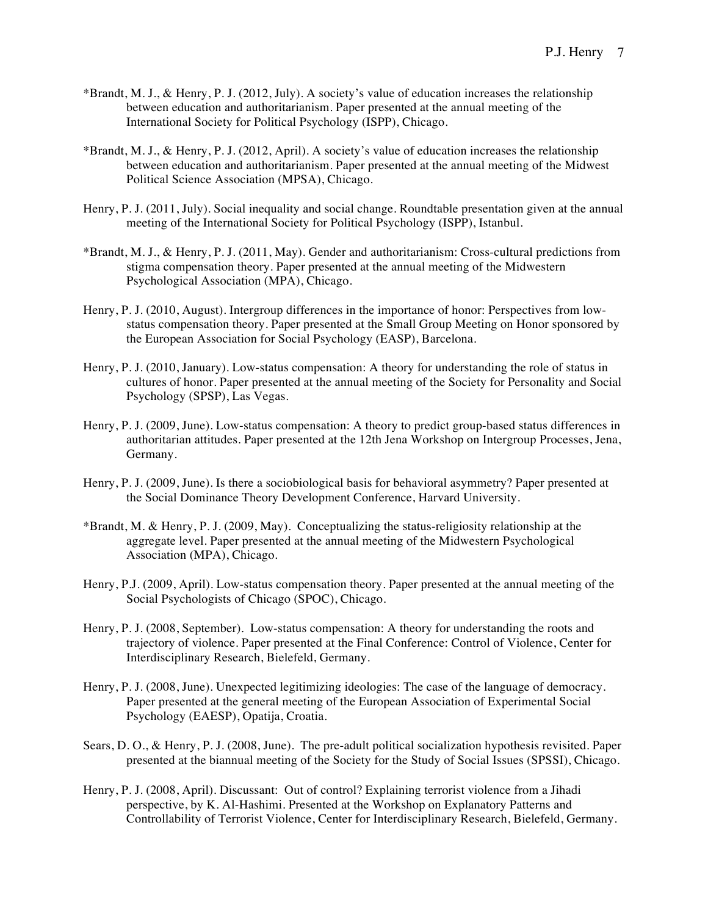*Brandt, M. J., & Henry, P. J. (2012, July). A society's value of education increases the relationship between education and authoritarianism. Paper presented at the annual meeting of the International Society for Political Psychology (ISPP), Chicago.

*Brandt, M. J., & Henry, P. J. (2012, April). A society's value of education increases the relationship between education and authoritarianism. Paper presented at the annual meeting of the Midwest Political Science Association (MPSA), Chicago.

Henry, P. J. (2011, July). Social inequality and social change. Roundtable presentation given at the annual meeting of the International Society for Political Psychology (ISPP), Istanbul.

*Brandt, M. J., & Henry, P. J. (2011, May). Gender and authoritarianism: Cross-cultural predictions from stigma compensation theory. Paper presented at the annual meeting of the Midwestern Psychological Association (MPA), Chicago.

Henry, P. J. (2010, August). Intergroup differences in the importance of honor: Perspectives from low-status compensation theory. Paper presented at the Small Group Meeting on Honor sponsored by the European Association for Social Psychology (EASP), Barcelona.

Henry, P. J. (2010, January). Low-status compensation: A theory for understanding the role of status in cultures of honor. Paper presented at the annual meeting of the Society for Personality and Social Psychology (SPSP), Las Vegas.

Henry, P. J. (2009, June). Low-status compensation: A theory to predict group-based status differences in authoritarian attitudes. Paper presented at the 12th Jena Workshop on Intergroup Processes, Jena, Germany.

Henry, P. J. (2009, June). Is there a sociobiological basis for behavioral asymmetry? Paper presented at the Social Dominance Theory Development Conference, Harvard University.

*Brandt, M. & Henry, P. J. (2009, May). Conceptualizing the status-religiosity relationship at the aggregate level. Paper presented at the annual meeting of the Midwestern Psychological Association (MPA), Chicago.

Henry, P.J. (2009, April). Low-status compensation theory. Paper presented at the annual meeting of the Social Psychologists of Chicago (SPOC), Chicago.

Henry, P. J. (2008, September). Low-status compensation: A theory for understanding the roots and trajectory of violence. Paper presented at the Final Conference: Control of Violence, Center for Interdisciplinary Research, Bielefeld, Germany.

Henry, P. J. (2008, June). Unexpected legitimizing ideologies: The case of the language of democracy. Paper presented at the general meeting of the European Association of Experimental Social Psychology (EAESP), Opatija, Croatia.

Sears, D. O., & Henry, P. J. (2008, June). The pre-adult political socialization hypothesis revisited. Paper presented at the biannual meeting of the Society for the Study of Social Issues (SPSSI), Chicago.

Henry, P. J. (2008, April). Discussant: Out of control? Explaining terrorist violence from a Jihadi perspective, by K. Al-Hashimi. Presented at the Workshop on Explanatory Patterns and Controllability of Terrorist Violence, Center for Interdisciplinary Research, Bielefeld, Germany.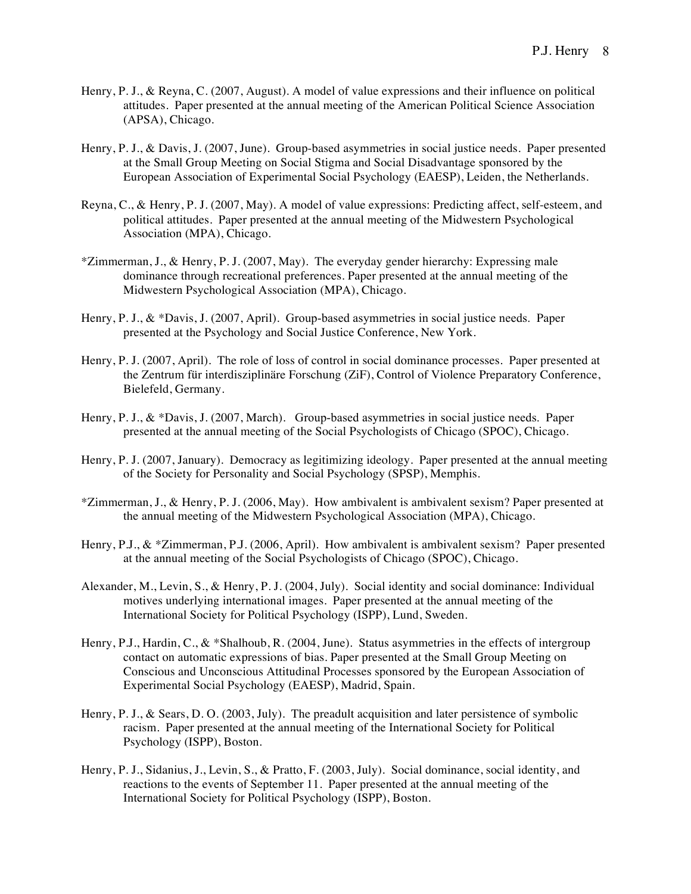Henry, P. J., & Reyna, C. (2007, August). A model of value expressions and their influence on political attitudes. Paper presented at the annual meeting of the American Political Science Association (APSA), Chicago.

Henry, P. J., & Davis, J. (2007, June). Group-based asymmetries in social justice needs. Paper presented at the Small Group Meeting on Social Stigma and Social Disadvantage sponsored by the European Association of Experimental Social Psychology (EAESP), Leiden, the Netherlands.

Reyna, C., & Henry, P. J. (2007, May). A model of value expressions: Predicting affect, self-esteem, and political attitudes. Paper presented at the annual meeting of the Midwestern Psychological Association (MPA), Chicago.

*Zimmerman, J., & Henry, P. J. (2007, May). The everyday gender hierarchy: Expressing male dominance through recreational preferences. Paper presented at the annual meeting of the Midwestern Psychological Association (MPA), Chicago.

Henry, P. J., & *Davis, J. (2007, April). Group-based asymmetries in social justice needs. Paper presented at the Psychology and Social Justice Conference, New York.

Henry, P. J. (2007, April). The role of loss of control in social dominance processes. Paper presented at the Zentrum für interdisziplinäre Forschung (ZiF), Control of Violence Preparatory Conference, Bielefeld, Germany.

Henry, P. J., & *Davis, J. (2007, March). Group-based asymmetries in social justice needs. Paper presented at the annual meeting of the Social Psychologists of Chicago (SPOC), Chicago.

Henry, P. J. (2007, January). Democracy as legitimizing ideology. Paper presented at the annual meeting of the Society for Personality and Social Psychology (SPSP), Memphis.

*Zimmerman, J., & Henry, P. J. (2006, May). How ambivalent is ambivalent sexism? Paper presented at the annual meeting of the Midwestern Psychological Association (MPA), Chicago.

Henry, P.J., & *Zimmerman, P.J. (2006, April). How ambivalent is ambivalent sexism? Paper presented at the annual meeting of the Social Psychologists of Chicago (SPOC), Chicago.

Alexander, M., Levin, S., & Henry, P. J. (2004, July). Social identity and social dominance: Individual motives underlying international images. Paper presented at the annual meeting of the International Society for Political Psychology (ISPP), Lund, Sweden.

Henry, P.J., Hardin, C., & *Shalhoub, R. (2004, June). Status asymmetries in the effects of intergroup contact on automatic expressions of bias. Paper presented at the Small Group Meeting on Conscious and Unconscious Attitudinal Processes sponsored by the European Association of Experimental Social Psychology (EAESP), Madrid, Spain.

Henry, P. J., & Sears, D. O. (2003, July). The preadult acquisition and later persistence of symbolic racism. Paper presented at the annual meeting of the International Society for Political Psychology (ISPP), Boston.

Henry, P. J., Sidanius, J., Levin, S., & Pratto, F. (2003, July). Social dominance, social identity, and reactions to the events of September 11. Paper presented at the annual meeting of the International Society for Political Psychology (ISPP), Boston.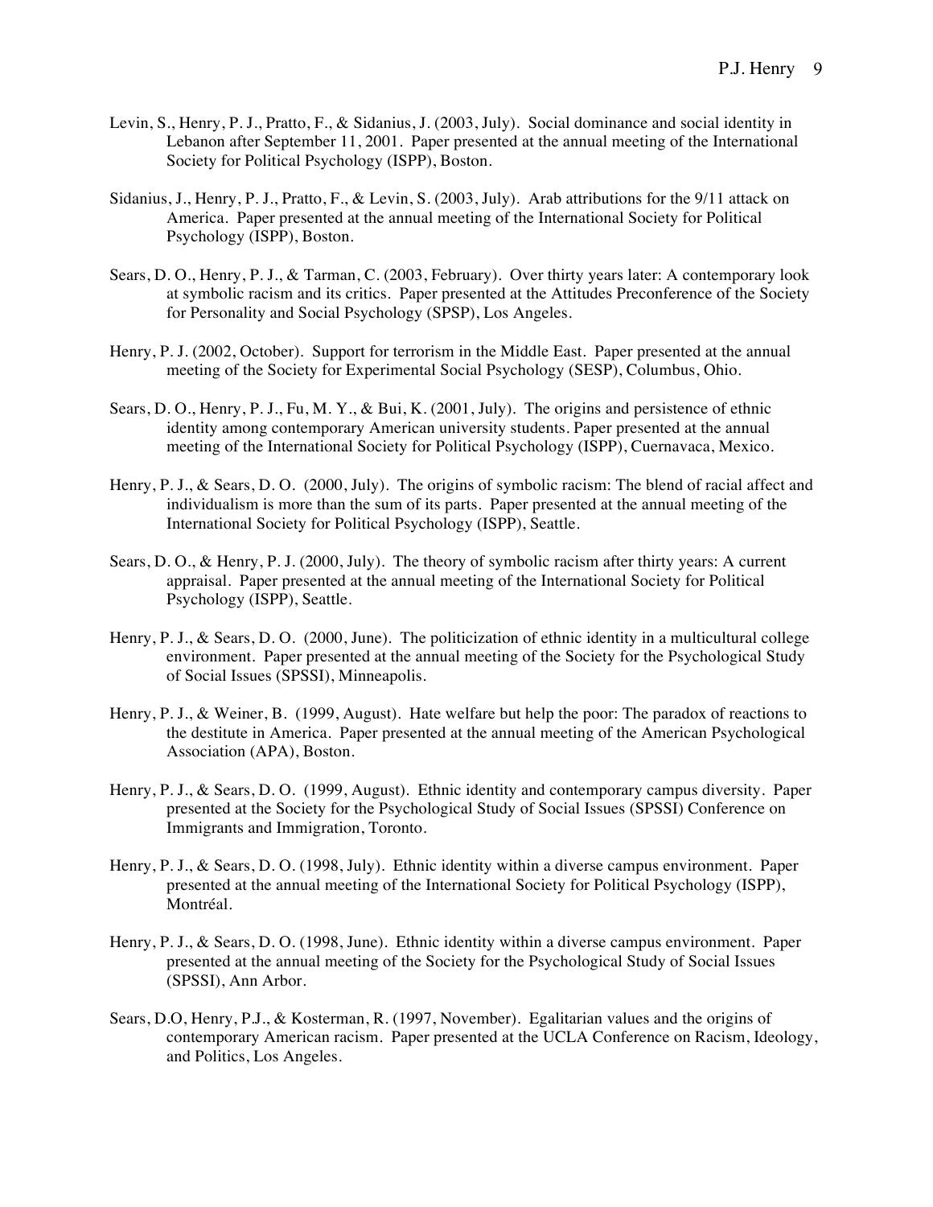Levin, S., Henry, P. J., Pratto, F., & Sidanius, J. (2003, July). Social dominance and social identity in Lebanon after September 11, 2001. Paper presented at the annual meeting of the International Society for Political Psychology (ISPP), Boston.

Sidanius, J., Henry, P. J., Pratto, F., & Levin, S. (2003, July). Arab attributions for the 9/11 attack on America. Paper presented at the annual meeting of the International Society for Political Psychology (ISPP), Boston.

Sears, D. O., Henry, P. J., & Tarman, C. (2003, February). Over thirty years later: A contemporary look at symbolic racism and its critics. Paper presented at the Attitudes Preconference of the Society for Personality and Social Psychology (SPSP), Los Angeles.

Henry, P. J. (2002, October). Support for terrorism in the Middle East. Paper presented at the annual meeting of the Society for Experimental Social Psychology (SESP), Columbus, Ohio.

Sears, D. O., Henry, P. J., Fu, M. Y., & Bui, K. (2001, July). The origins and persistence of ethnic identity among contemporary American university students. Paper presented at the annual meeting of the International Society for Political Psychology (ISPP), Cuernavaca, Mexico.

Henry, P. J., & Sears, D. O. (2000, July). The origins of symbolic racism: The blend of racial affect and individualism is more than the sum of its parts. Paper presented at the annual meeting of the International Society for Political Psychology (ISPP), Seattle.

Sears, D. O., & Henry, P. J. (2000, July). The theory of symbolic racism after thirty years: A current appraisal. Paper presented at the annual meeting of the International Society for Political Psychology (ISPP), Seattle.

Henry, P. J., & Sears, D. O. (2000, June). The politicization of ethnic identity in a multicultural college environment. Paper presented at the annual meeting of the Society for the Psychological Study of Social Issues (SPSSI), Minneapolis.

Henry, P. J., & Weiner, B. (1999, August). Hate welfare but help the poor: The paradox of reactions to the destitute in America. Paper presented at the annual meeting of the American Psychological Association (APA), Boston.

Henry, P. J., & Sears, D. O. (1999, August). Ethnic identity and contemporary campus diversity. Paper presented at the Society for the Psychological Study of Social Issues (SPSSI) Conference on Immigrants and Immigration, Toronto.

Henry, P. J., & Sears, D. O. (1998, July). Ethnic identity within a diverse campus environment. Paper presented at the annual meeting of the International Society for Political Psychology (ISPP), Montréal.

Henry, P. J., & Sears, D. O. (1998, June). Ethnic identity within a diverse campus environment. Paper presented at the annual meeting of the Society for the Psychological Study of Social Issues (SPSSI), Ann Arbor.

Sears, D.O, Henry, P.J., & Kosterman, R. (1997, November). Egalitarian values and the origins of contemporary American racism. Paper presented at the UCLA Conference on Racism, Ideology, and Politics, Los Angeles.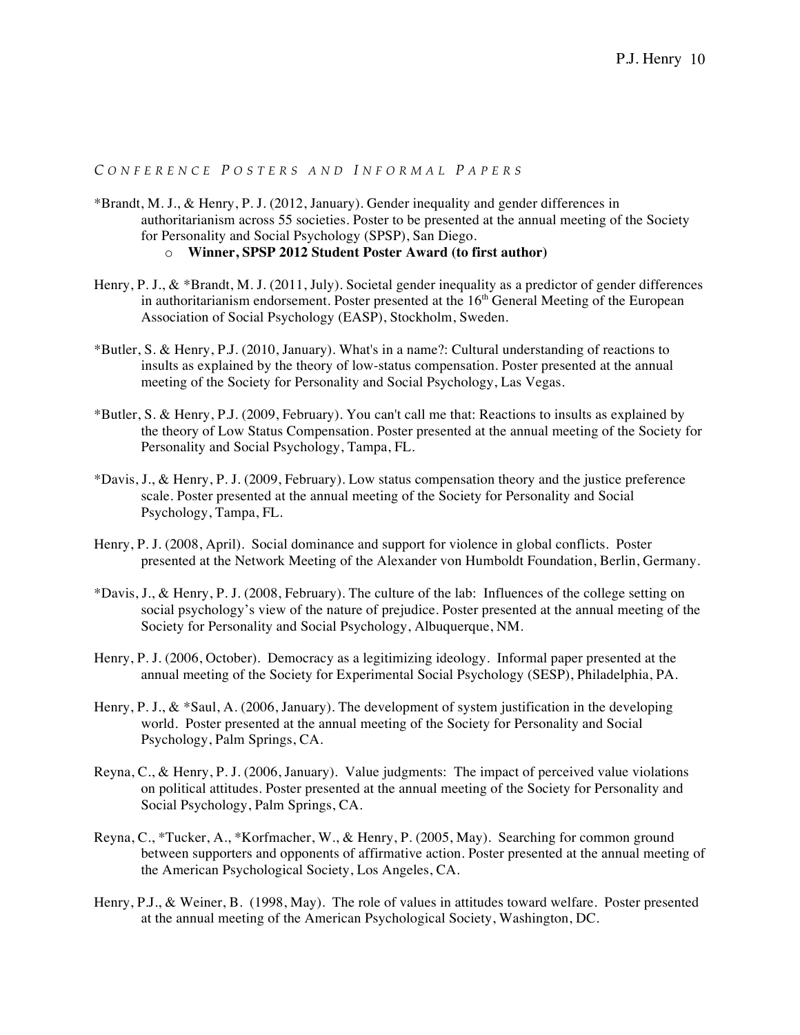## *Conference Posters and Informal Papers*

*Brandt, M. J., & Henry, P. J. (2012, January). Gender inequality and gender differences in authoritarianism across 55 societies. Poster to be presented at the annual meeting of the Society for Personality and Social Psychology (SPSP), San Diego.

- **Winner, SPSP 2012 Student Poster Award (to first author)**

Henry, P. J., & *Brandt, M. J. (2011, July). Societal gender inequality as a predictor of gender differences in authoritarianism endorsement. Poster presented at the 16th General Meeting of the European Association of Social Psychology (EASP), Stockholm, Sweden.

*Butler, S. & Henry, P.J. (2010, January). What's in a name?: Cultural understanding of reactions to insults as explained by the theory of low-status compensation. Poster presented at the annual meeting of the Society for Personality and Social Psychology, Las Vegas.

*Butler, S. & Henry, P.J. (2009, February). You can't call me that: Reactions to insults as explained by the theory of Low Status Compensation. Poster presented at the annual meeting of the Society for Personality and Social Psychology, Tampa, FL.

*Davis, J., & Henry, P. J. (2009, February). Low status compensation theory and the justice preference scale. Poster presented at the annual meeting of the Society for Personality and Social Psychology, Tampa, FL.

Henry, P. J. (2008, April). Social dominance and support for violence in global conflicts. Poster presented at the Network Meeting of the Alexander von Humboldt Foundation, Berlin, Germany.

*Davis, J., & Henry, P. J. (2008, February). The culture of the lab: Influences of the college setting on social psychology's view of the nature of prejudice. Poster presented at the annual meeting of the Society for Personality and Social Psychology, Albuquerque, NM.

Henry, P. J. (2006, October). Democracy as a legitimizing ideology. Informal paper presented at the annual meeting of the Society for Experimental Social Psychology (SESP), Philadelphia, PA.

Henry, P. J., & *Saul, A. (2006, January). The development of system justification in the developing world. Poster presented at the annual meeting of the Society for Personality and Social Psychology, Palm Springs, CA.

Reyna, C., & Henry, P. J. (2006, January). Value judgments: The impact of perceived value violations on political attitudes. Poster presented at the annual meeting of the Society for Personality and Social Psychology, Palm Springs, CA.

Reyna, C., *Tucker, A., *Korfmacher, W., & Henry, P. (2005, May). Searching for common ground between supporters and opponents of affirmative action. Poster presented at the annual meeting of the American Psychological Society, Los Angeles, CA.

Henry, P.J., & Weiner, B. (1998, May). The role of values in attitudes toward welfare. Poster presented at the annual meeting of the American Psychological Society, Washington, DC.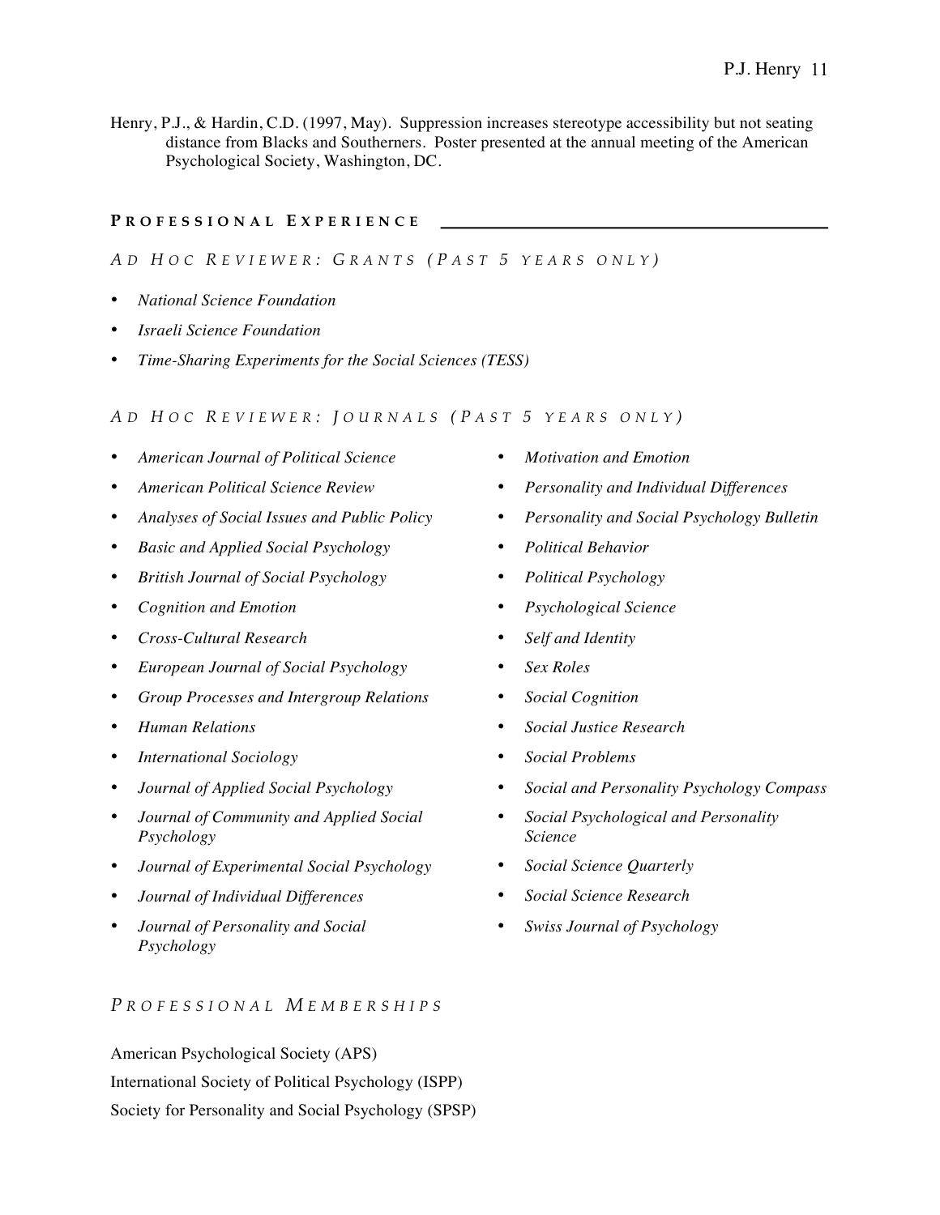Henry, P.J., & Hardin, C.D. (1997, May). Suppression increases stereotype accessibility but not seating distance from Blacks and Southerners. Poster presented at the annual meeting of the American Psychological Society, Washington, DC.

## Professional Experience

### *Ad Hoc Reviewer: Grants (Past 5 years only)*

- *National Science Foundation*
- *Israeli Science Foundation*
- *Time-Sharing Experiments for the Social Sciences (TESS)*

### *Ad Hoc Reviewer: Journals (Past 5 years only)*

- *American Journal of Political Science*
- *American Political Science Review*
- *Analyses of Social Issues and Public Policy*
- *Basic and Applied Social Psychology*
- *British Journal of Social Psychology*
- *Cognition and Emotion*
- *Cross-Cultural Research*
- *European Journal of Social Psychology*
- *Group Processes and Intergroup Relations*
- *Human Relations*
- *International Sociology*
- *Journal of Applied Social Psychology*
- *Journal of Community and Applied Social Psychology*
- *Journal of Experimental Social Psychology*
- *Journal of Individual Differences*
- *Journal of Personality and Social Psychology*
- *Motivation and Emotion*
- *Personality and Individual Differences*
- *Personality and Social Psychology Bulletin*
- *Political Behavior*
- *Political Psychology*
- *Psychological Science*
- *Self and Identity*
- *Sex Roles*
- *Social Cognition*
- *Social Justice Research*
- *Social Problems*
- *Social and Personality Psychology Compass*
- *Social Psychological and Personality Science*
- *Social Science Quarterly*
- *Social Science Research*
- *Swiss Journal of Psychology*

### *Professional Memberships*

American Psychological Society (APS)

International Society of Political Psychology (ISPP)

Society for Personality and Social Psychology (SPSP)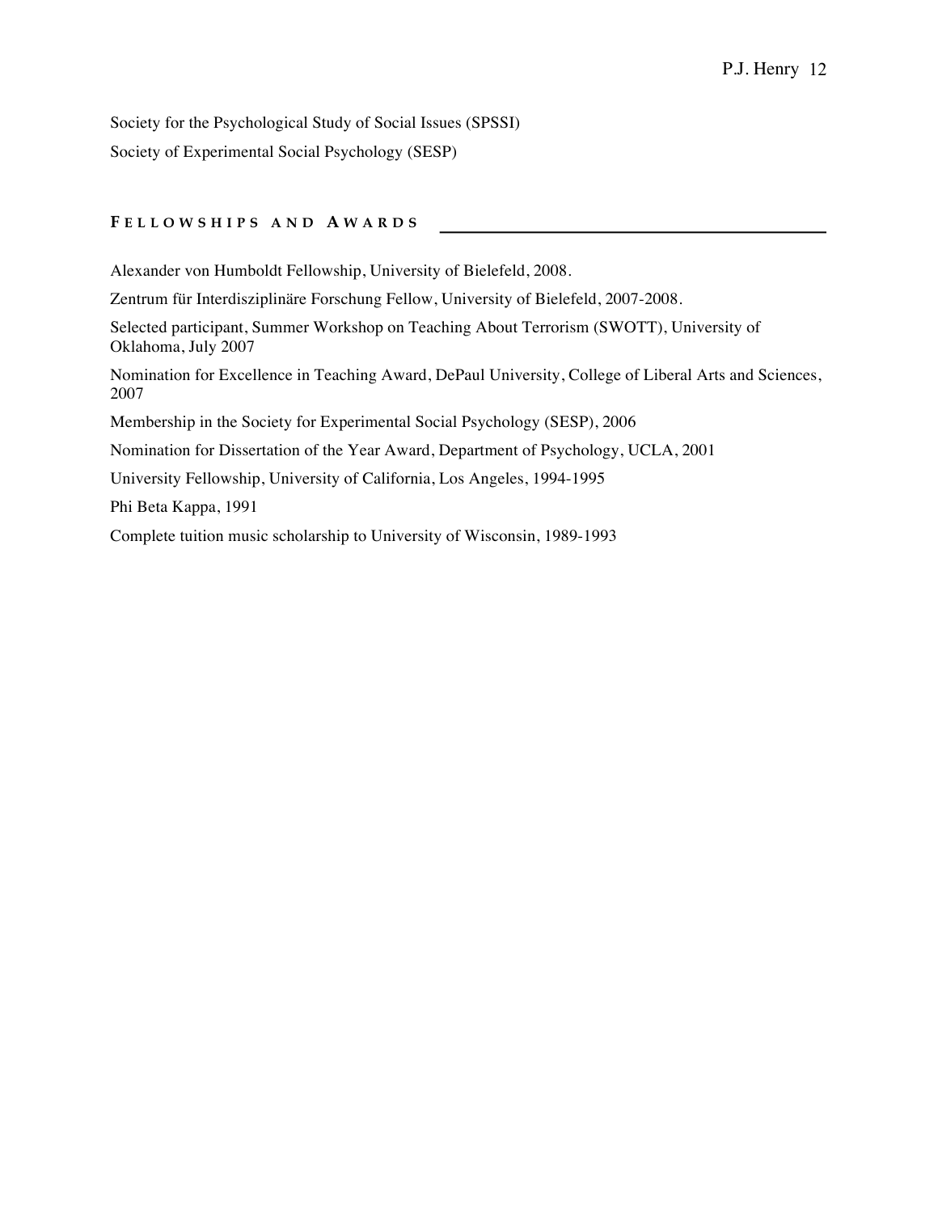Society for the Psychological Study of Social Issues (SPSSI)

Society of Experimental Social Psychology (SESP)

## Fellowships and Awards

Alexander von Humboldt Fellowship, University of Bielefeld, 2008.

Zentrum für Interdisziplinäre Forschung Fellow, University of Bielefeld, 2007-2008.

Selected participant, Summer Workshop on Teaching About Terrorism (SWOTT), University of Oklahoma, July 2007

Nomination for Excellence in Teaching Award, DePaul University, College of Liberal Arts and Sciences, 2007

Membership in the Society for Experimental Social Psychology (SESP), 2006

Nomination for Dissertation of the Year Award, Department of Psychology, UCLA, 2001

University Fellowship, University of California, Los Angeles, 1994-1995

Phi Beta Kappa, 1991

Complete tuition music scholarship to University of Wisconsin, 1989-1993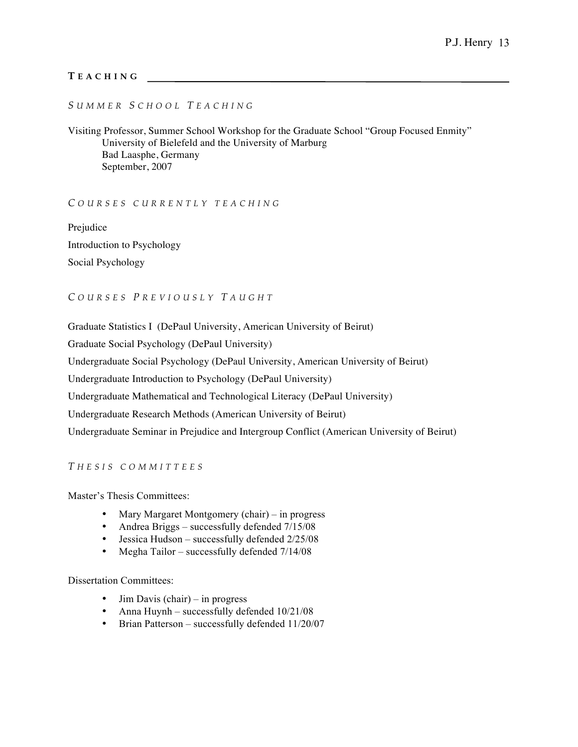## TEACHING

### *SUMMER SCHOOL TEACHING*

Visiting Professor, Summer School Workshop for the Graduate School "Group Focused Enmity"
University of Bielefeld and the University of Marburg
Bad Laasphe, Germany
September, 2007

### *COURSES CURRENTLY TEACHING*

Prejudice

Introduction to Psychology

Social Psychology

### *COURSES PREVIOUSLY TAUGHT*

Graduate Statistics I (DePaul University, American University of Beirut)

Graduate Social Psychology (DePaul University)

Undergraduate Social Psychology (DePaul University, American University of Beirut)

Undergraduate Introduction to Psychology (DePaul University)

Undergraduate Mathematical and Technological Literacy (DePaul University)

Undergraduate Research Methods (American University of Beirut)

Undergraduate Seminar in Prejudice and Intergroup Conflict (American University of Beirut)

### *THESIS COMMITTEES*

Master's Thesis Committees:

- Mary Margaret Montgomery (chair) – in progress
- Andrea Briggs – successfully defended 7/15/08
- Jessica Hudson – successfully defended 2/25/08
- Megha Tailor – successfully defended 7/14/08

Dissertation Committees:

- Jim Davis (chair) – in progress
- Anna Huynh – successfully defended 10/21/08
- Brian Patterson – successfully defended 11/20/07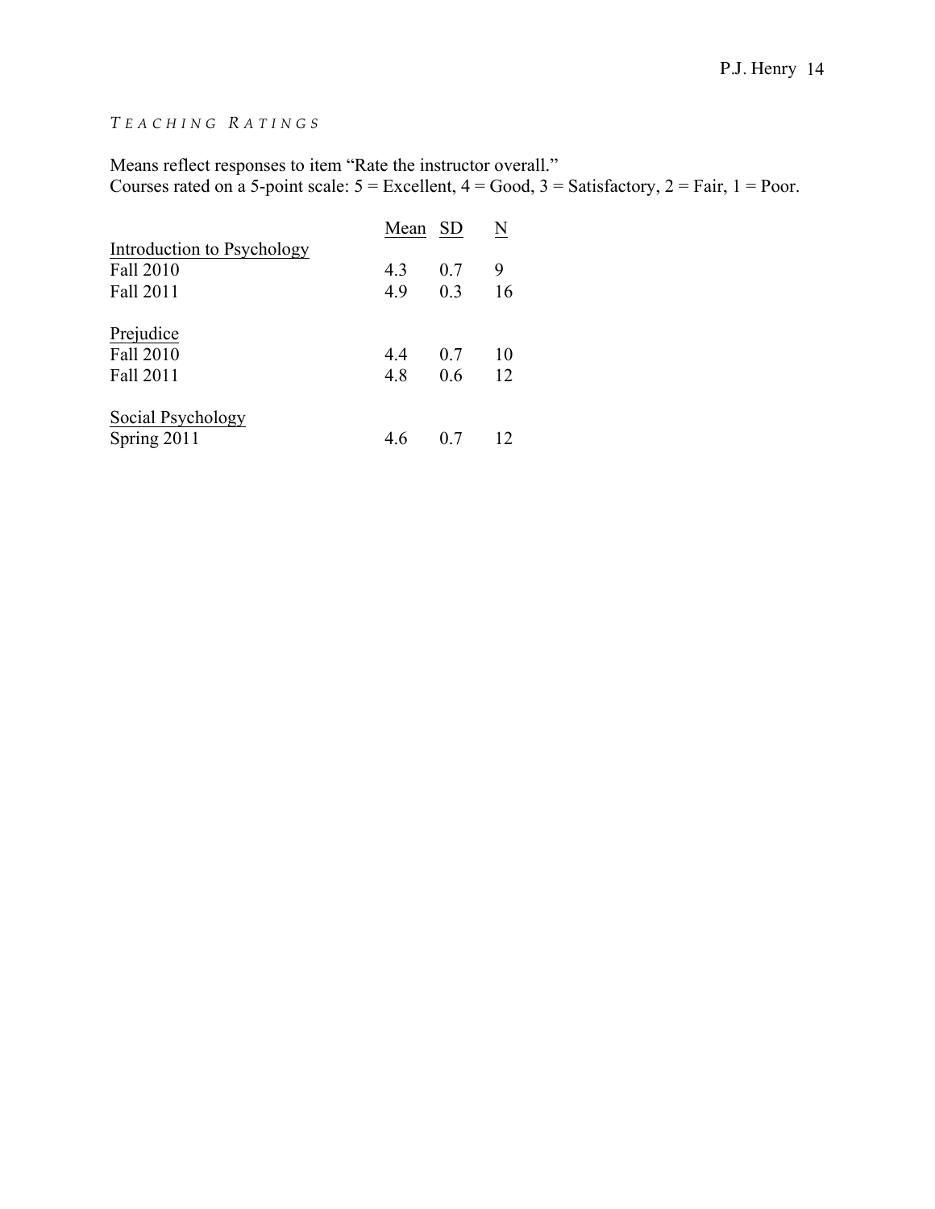### *TEACHING RATINGS*

Means reflect responses to item "Rate the instructor overall."
Courses rated on a 5-point scale: 5 = Excellent, 4 = Good, 3 = Satisfactory, 2 = Fair, 1 = Poor.

| | Mean | SD | N |
|---|---|---|---|
| Introduction to Psychology | | | |
| Fall 2010 | 4.3 | 0.7 | 9 |
| Fall 2011 | 4.9 | 0.3 | 16 |
| Prejudice | | | |
| Fall 2010 | 4.4 | 0.7 | 10 |
| Fall 2011 | 4.8 | 0.6 | 12 |
| Social Psychology | | | |
| Spring 2011 | 4.6 | 0.7 | 12 |